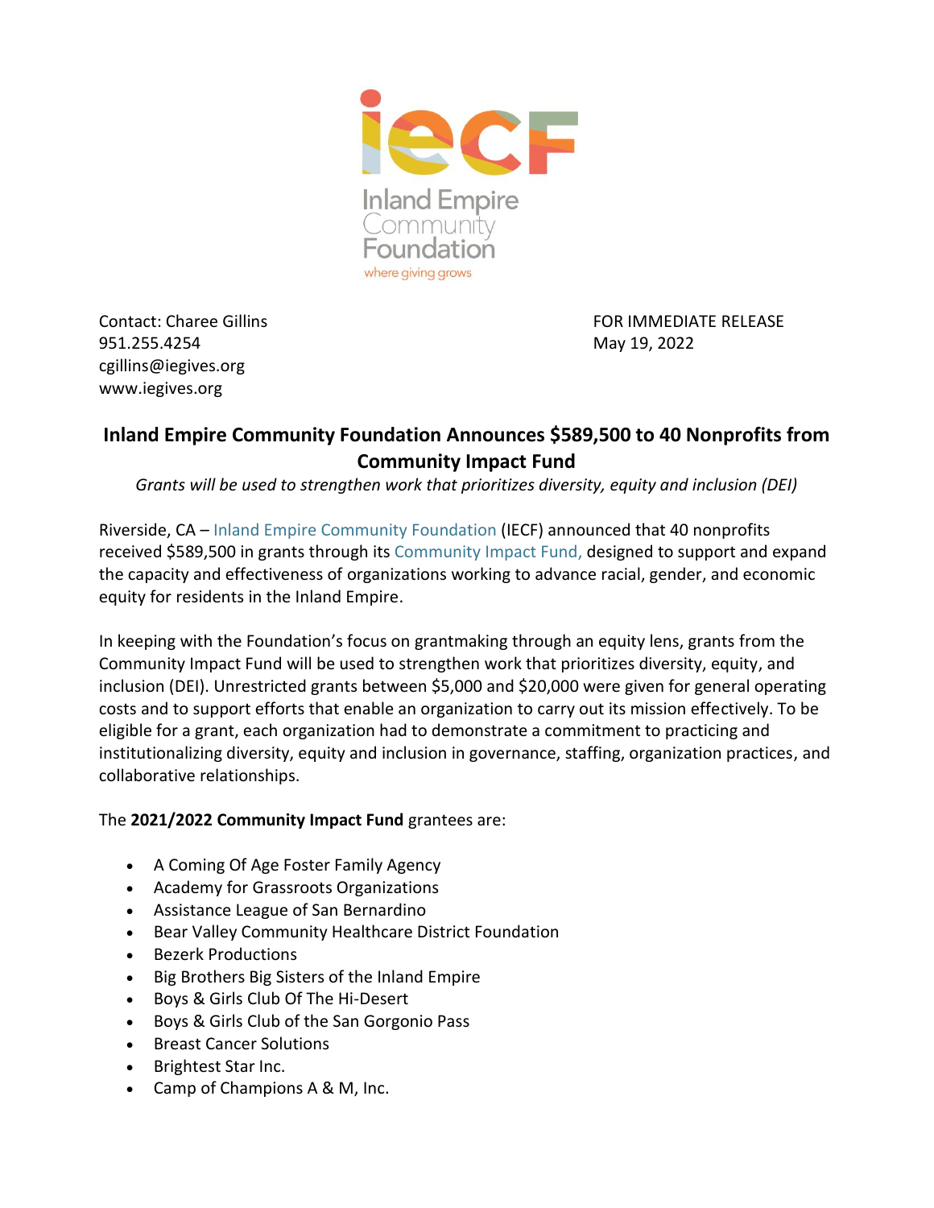Inland Empire Community Foundation
where giving grows

Contact: Charee Gillins
951.255.4254
cgillins@iegives.org
www.iegives.org

FOR IMMEDIATE RELEASE
May 19, 2022

# Inland Empire Community Foundation Announces $589,500 to 40 Nonprofits from Community Impact Fund

*Grants will be used to strengthen work that prioritizes diversity, equity and inclusion (DEI)*

Riverside, CA – Inland Empire Community Foundation (IECF) announced that 40 nonprofits received $589,500 in grants through its Community Impact Fund, designed to support and expand the capacity and effectiveness of organizations working to advance racial, gender, and economic equity for residents in the Inland Empire.

In keeping with the Foundation's focus on grantmaking through an equity lens, grants from the Community Impact Fund will be used to strengthen work that prioritizes diversity, equity, and inclusion (DEI). Unrestricted grants between $5,000 and $20,000 were given for general operating costs and to support efforts that enable an organization to carry out its mission effectively. To be eligible for a grant, each organization had to demonstrate a commitment to practicing and institutionalizing diversity, equity and inclusion in governance, staffing, organization practices, and collaborative relationships.

The **2021/2022 Community Impact Fund** grantees are:

- A Coming Of Age Foster Family Agency
- Academy for Grassroots Organizations
- Assistance League of San Bernardino
- Bear Valley Community Healthcare District Foundation
- Bezerk Productions
- Big Brothers Big Sisters of the Inland Empire
- Boys & Girls Club Of The Hi-Desert
- Boys & Girls Club of the San Gorgonio Pass
- Breast Cancer Solutions
- Brightest Star Inc.
- Camp of Champions A & M, Inc.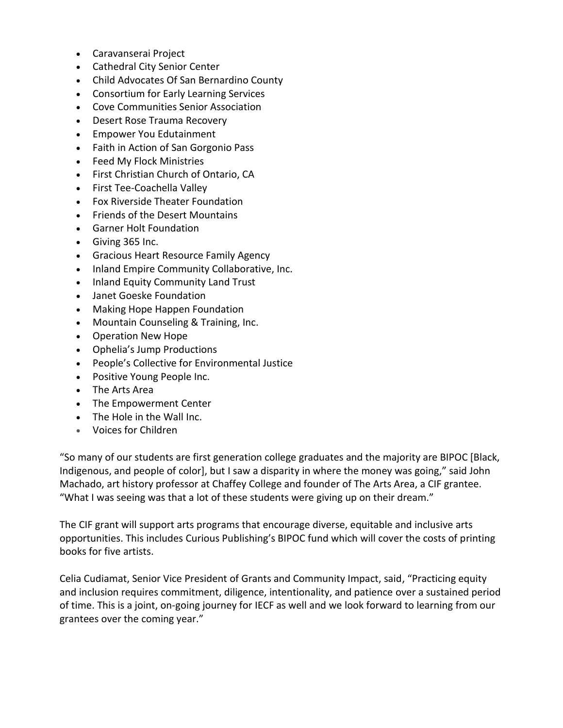- Caravanserai Project
- Cathedral City Senior Center
- Child Advocates Of San Bernardino County
- Consortium for Early Learning Services
- Cove Communities Senior Association
- Desert Rose Trauma Recovery
- Empower You Edutainment
- Faith in Action of San Gorgonio Pass
- Feed My Flock Ministries
- First Christian Church of Ontario, CA
- First Tee-Coachella Valley
- Fox Riverside Theater Foundation
- Friends of the Desert Mountains
- Garner Holt Foundation
- Giving 365 Inc.
- Gracious Heart Resource Family Agency
- Inland Empire Community Collaborative, Inc.
- Inland Equity Community Land Trust
- Janet Goeske Foundation
- Making Hope Happen Foundation
- Mountain Counseling & Training, Inc.
- Operation New Hope
- Ophelia's Jump Productions
- People's Collective for Environmental Justice
- Positive Young People Inc.
- The Arts Area
- The Empowerment Center
- The Hole in the Wall Inc.
- Voices for Children

"So many of our students are first generation college graduates and the majority are BIPOC [Black, Indigenous, and people of color], but I saw a disparity in where the money was going," said John Machado, art history professor at Chaffey College and founder of The Arts Area, a CIF grantee. "What I was seeing was that a lot of these students were giving up on their dream."

The CIF grant will support arts programs that encourage diverse, equitable and inclusive arts opportunities. This includes Curious Publishing's BIPOC fund which will cover the costs of printing books for five artists.

Celia Cudiamat, Senior Vice President of Grants and Community Impact, said, "Practicing equity and inclusion requires commitment, diligence, intentionality, and patience over a sustained period of time. This is a joint, on-going journey for IECF as well and we look forward to learning from our grantees over the coming year."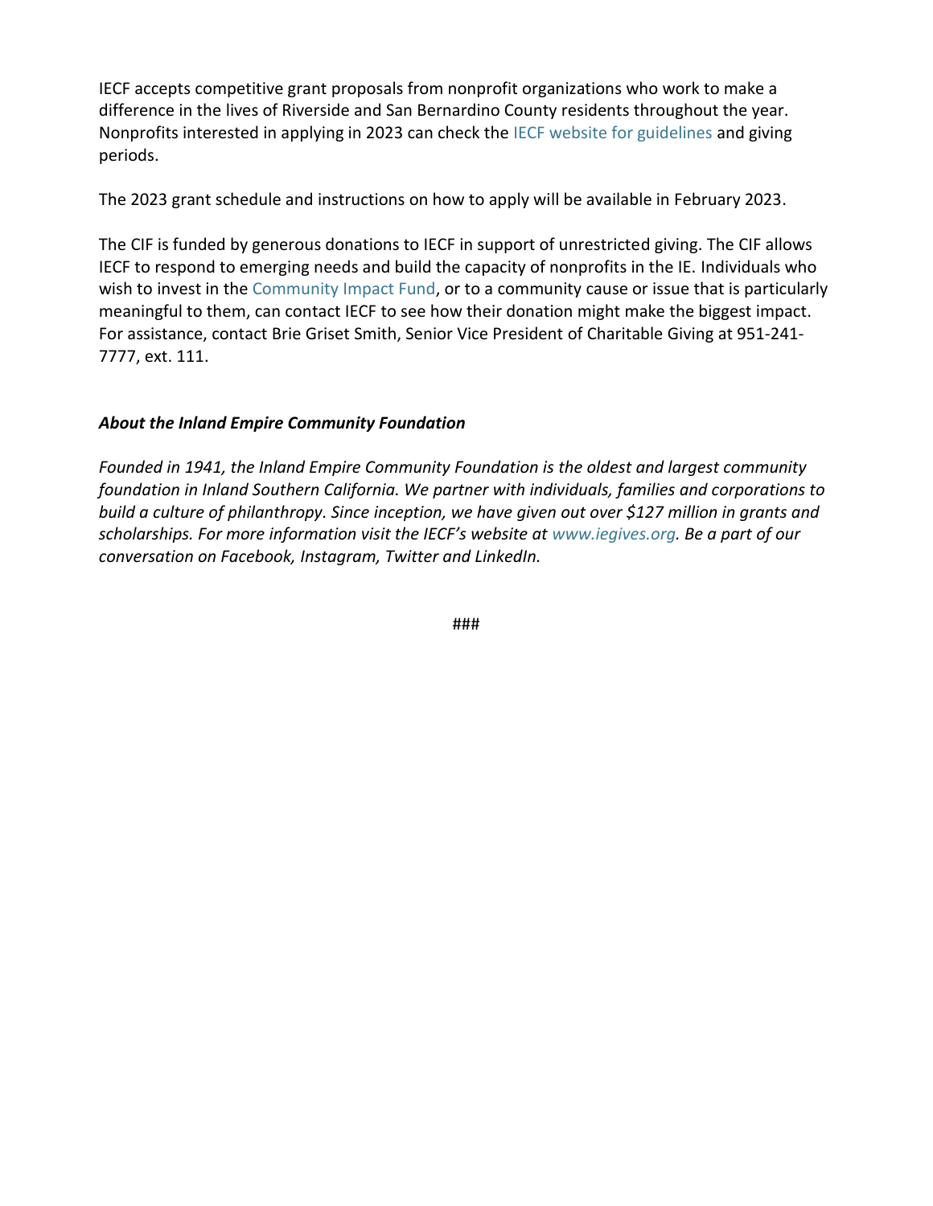IECF accepts competitive grant proposals from nonprofit organizations who work to make a difference in the lives of Riverside and San Bernardino County residents throughout the year. Nonprofits interested in applying in 2023 can check the IECF website for guidelines and giving periods.

The 2023 grant schedule and instructions on how to apply will be available in February 2023.

The CIF is funded by generous donations to IECF in support of unrestricted giving. The CIF allows IECF to respond to emerging needs and build the capacity of nonprofits in the IE. Individuals who wish to invest in the Community Impact Fund, or to a community cause or issue that is particularly meaningful to them, can contact IECF to see how their donation might make the biggest impact. For assistance, contact Brie Griset Smith, Senior Vice President of Charitable Giving at 951-241-7777, ext. 111.

***About the Inland Empire Community Foundation***

*Founded in 1941, the Inland Empire Community Foundation is the oldest and largest community foundation in Inland Southern California. We partner with individuals, families and corporations to build a culture of philanthropy. Since inception, we have given out over $127 million in grants and scholarships. For more information visit the IECF's website at www.iegives.org. Be a part of our conversation on Facebook, Instagram, Twitter and LinkedIn.*

###